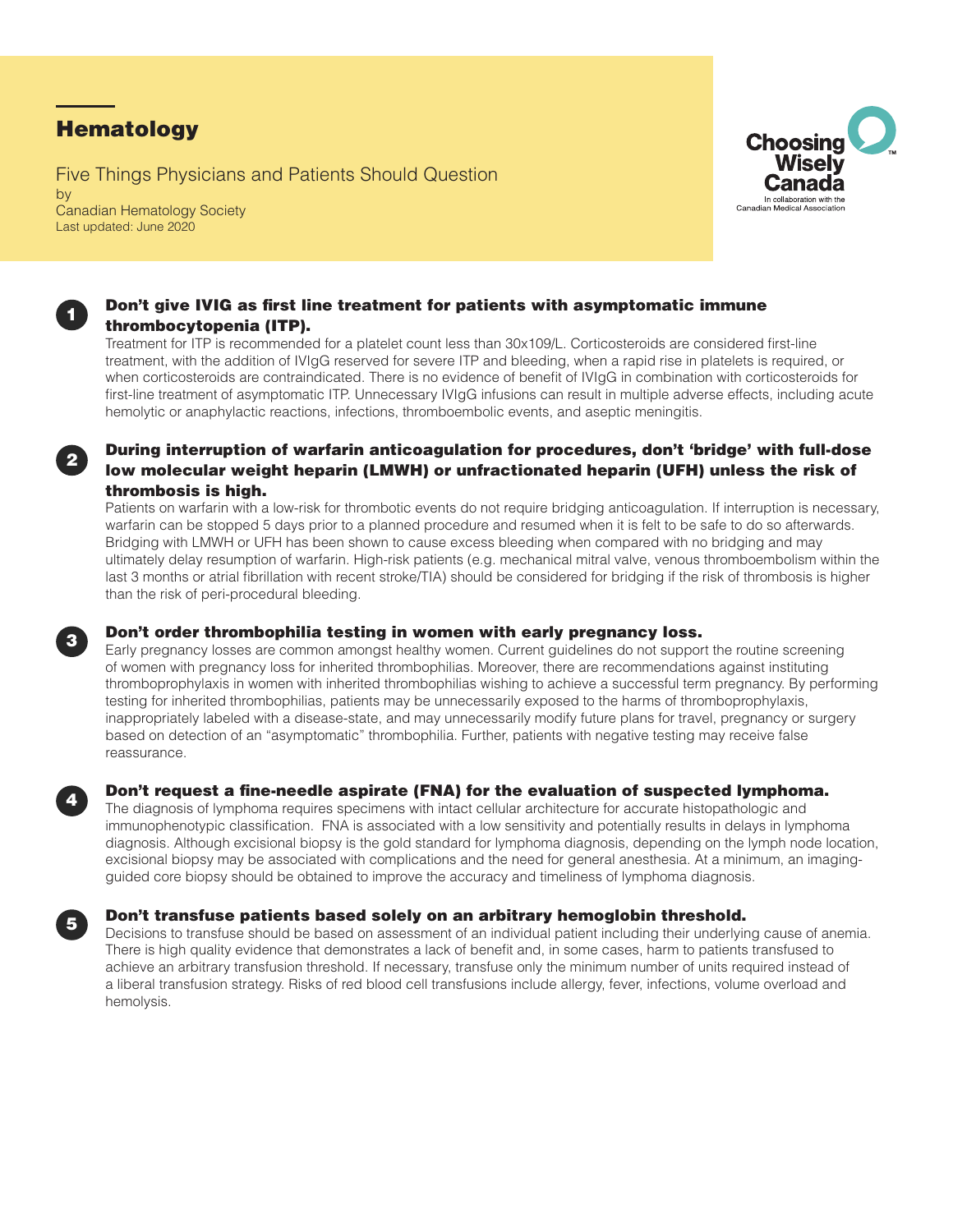# Hematology

Five Things Physicians and Patients Should Question
by
Canadian Hematology Society
Last updated: June 2020

Choosing Wisely Canada
In collaboration with the Canadian Medical Association

## 1. Don't give IVIG as first line treatment for patients with asymptomatic immune thrombocytopenia (ITP).

Treatment for ITP is recommended for a platelet count less than 30x109/L. Corticosteroids are considered first-line treatment, with the addition of IVIgG reserved for severe ITP and bleeding, when a rapid rise in platelets is required, or when corticosteroids are contraindicated. There is no evidence of benefit of IVIgG in combination with corticosteroids for first-line treatment of asymptomatic ITP. Unnecessary IVIgG infusions can result in multiple adverse effects, including acute hemolytic or anaphylactic reactions, infections, thromboembolic events, and aseptic meningitis.

## 2. During interruption of warfarin anticoagulation for procedures, don't 'bridge' with full-dose low molecular weight heparin (LMWH) or unfractionated heparin (UFH) unless the risk of thrombosis is high.

Patients on warfarin with a low-risk for thrombotic events do not require bridging anticoagulation. If interruption is necessary, warfarin can be stopped 5 days prior to a planned procedure and resumed when it is felt to be safe to do so afterwards. Bridging with LMWH or UFH has been shown to cause excess bleeding when compared with no bridging and may ultimately delay resumption of warfarin. High-risk patients (e.g. mechanical mitral valve, venous thromboembolism within the last 3 months or atrial fibrillation with recent stroke/TIA) should be considered for bridging if the risk of thrombosis is higher than the risk of peri-procedural bleeding.

## 3. Don't order thrombophilia testing in women with early pregnancy loss.

Early pregnancy losses are common amongst healthy women. Current guidelines do not support the routine screening of women with pregnancy loss for inherited thrombophilias. Moreover, there are recommendations against instituting thromboprophylaxis in women with inherited thrombophilias wishing to achieve a successful term pregnancy. By performing testing for inherited thrombophilias, patients may be unnecessarily exposed to the harms of thromboprophylaxis, inappropriately labeled with a disease-state, and may unnecessarily modify future plans for travel, pregnancy or surgery based on detection of an "asymptomatic" thrombophilia. Further, patients with negative testing may receive false reassurance.

## 4. Don't request a fine-needle aspirate (FNA) for the evaluation of suspected lymphoma.

The diagnosis of lymphoma requires specimens with intact cellular architecture for accurate histopathologic and immunophenotypic classification. FNA is associated with a low sensitivity and potentially results in delays in lymphoma diagnosis. Although excisional biopsy is the gold standard for lymphoma diagnosis, depending on the lymph node location, excisional biopsy may be associated with complications and the need for general anesthesia. At a minimum, an imaging-guided core biopsy should be obtained to improve the accuracy and timeliness of lymphoma diagnosis.

## 5. Don't transfuse patients based solely on an arbitrary hemoglobin threshold.

Decisions to transfuse should be based on assessment of an individual patient including their underlying cause of anemia. There is high quality evidence that demonstrates a lack of benefit and, in some cases, harm to patients transfused to achieve an arbitrary transfusion threshold. If necessary, transfuse only the minimum number of units required instead of a liberal transfusion strategy. Risks of red blood cell transfusions include allergy, fever, infections, volume overload and hemolysis.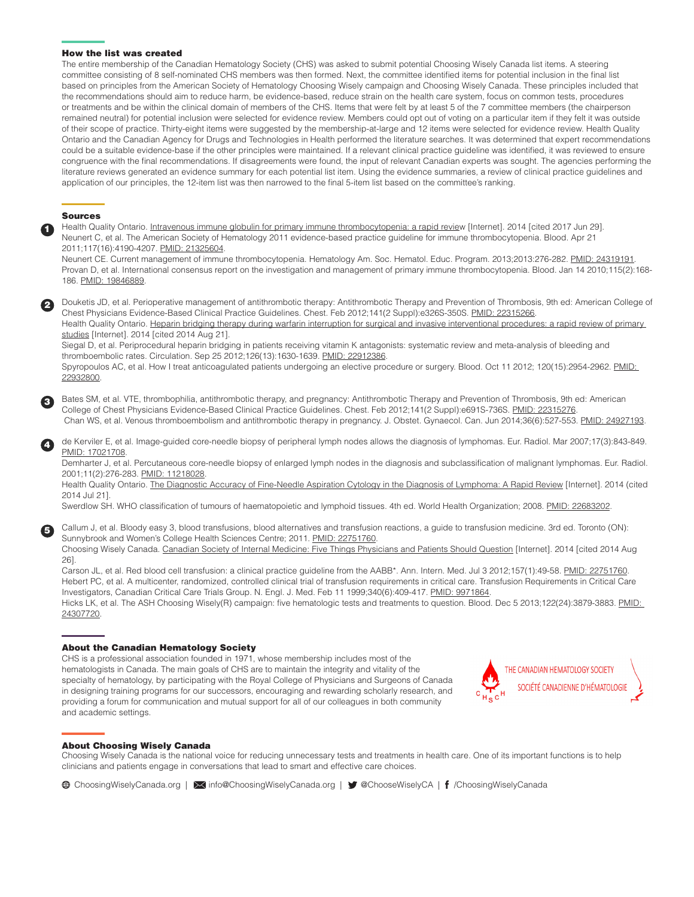## How the list was created

The entire membership of the Canadian Hematology Society (CHS) was asked to submit potential Choosing Wisely Canada list items. A steering committee consisting of 8 self-nominated CHS members was then formed. Next, the committee identified items for potential inclusion in the final list based on principles from the American Society of Hematology Choosing Wisely campaign and Choosing Wisely Canada. These principles included that the recommendations should aim to reduce harm, be evidence-based, reduce strain on the health care system, focus on common tests, procedures or treatments and be within the clinical domain of members of the CHS. Items that were felt by at least 5 of the 7 committee members (the chairperson remained neutral) for potential inclusion were selected for evidence review. Members could opt out of voting on a particular item if they felt it was outside of their scope of practice. Thirty-eight items were suggested by the membership-at-large and 12 items were selected for evidence review. Health Quality Ontario and the Canadian Agency for Drugs and Technologies in Health performed the literature searches. It was determined that expert recommendations could be a suitable evidence-base if the other principles were maintained. If a relevant clinical practice guideline was identified, it was reviewed to ensure congruence with the final recommendations. If disagreements were found, the input of relevant Canadian experts was sought. The agencies performing the literature reviews generated an evidence summary for each potential list item. Using the evidence summaries, a review of clinical practice guidelines and application of our principles, the 12-item list was then narrowed to the final 5-item list based on the committee's ranking.

## Sources

**1**

Health Quality Ontario. Intravenous immune globulin for primary immune thrombocytopenia: a rapid review [Internet]. 2014 [cited 2017 Jun 29].

Neunert C, et al. The American Society of Hematology 2011 evidence-based practice guideline for immune thrombocytopenia. Blood. Apr 21 2011;117(16):4190-4207. PMID: 21325604.

Neunert CE. Current management of immune thrombocytopenia. Hematology Am. Soc. Hematol. Educ. Program. 2013;2013:276-282. PMID: 24319191.

Provan D, et al. International consensus report on the investigation and management of primary immune thrombocytopenia. Blood. Jan 14 2010;115(2):168-186. PMID: 19846889.

**2**

Douketis JD, et al. Perioperative management of antithrombotic therapy: Antithrombotic Therapy and Prevention of Thrombosis, 9th ed: American College of Chest Physicians Evidence-Based Clinical Practice Guidelines. Chest. Feb 2012;141(2 Suppl):e326S-350S. PMID: 22315266.

Health Quality Ontario. Heparin bridging therapy during warfarin interruption for surgical and invasive interventional procedures: a rapid review of primary studies [Internet]. 2014 [cited 2014 Aug 21].

Siegal D, et al. Periprocedural heparin bridging in patients receiving vitamin K antagonists: systematic review and meta-analysis of bleeding and thromboembolic rates. Circulation. Sep 25 2012;126(13):1630-1639. PMID: 22912386.

Spyropoulos AC, et al. How I treat anticoagulated patients undergoing an elective procedure or surgery. Blood. Oct 11 2012; 120(15):2954-2962. PMID: 22932800.

**3**

Bates SM, et al. VTE, thrombophilia, antithrombotic therapy, and pregnancy: Antithrombotic Therapy and Prevention of Thrombosis, 9th ed: American College of Chest Physicians Evidence-Based Clinical Practice Guidelines. Chest. Feb 2012;141(2 Suppl):e691S-736S. PMID: 22315276.

Chan WS, et al. Venous thromboembolism and antithrombotic therapy in pregnancy. J. Obstet. Gynaecol. Can. Jun 2014;36(6):527-553. PMID: 24927193.

**4**

de Kerviler E, et al. Image-guided core-needle biopsy of peripheral lymph nodes allows the diagnosis of lymphomas. Eur. Radiol. Mar 2007;17(3):843-849. PMID: 17021708.

Demharter J, et al. Percutaneous core-needle biopsy of enlarged lymph nodes in the diagnosis and subclassification of malignant lymphomas. Eur. Radiol. 2001;11(2):276-283. PMID: 11218028.

Health Quality Ontario. The Diagnostic Accuracy of Fine-Needle Aspiration Cytology in the Diagnosis of Lymphoma: A Rapid Review [Internet]. 2014 (cited 2014 Jul 21].

Swerdlow SH. WHO classification of tumours of haematopoietic and lymphoid tissues. 4th ed. World Health Organization; 2008. PMID: 22683202.

**5**

Callum J, et al. Bloody easy 3, blood transfusions, blood alternatives and transfusion reactions, a guide to transfusion medicine. 3rd ed. Toronto (ON): Sunnybrook and Women's College Health Sciences Centre; 2011. PMID: 22751760.

Choosing Wisely Canada. Canadian Society of Internal Medicine: Five Things Physicians and Patients Should Question [Internet]. 2014 [cited 2014 Aug 26].

Carson JL, et al. Red blood cell transfusion: a clinical practice guideline from the AABB*. Ann. Intern. Med. Jul 3 2012;157(1):49-58. PMID: 22751760.

Hebert PC, et al. A multicenter, randomized, controlled clinical trial of transfusion requirements in critical care. Transfusion Requirements in Critical Care Investigators, Canadian Critical Care Trials Group. N. Engl. J. Med. Feb 11 1999;340(6):409-417. PMID: 9971864.

Hicks LK, et al. The ASH Choosing Wisely(R) campaign: five hematologic tests and treatments to question. Blood. Dec 5 2013;122(24):3879-3883. PMID: 24307720.

## About the Canadian Hematology Society

CHS is a professional association founded in 1971, whose membership includes most of the hematologists in Canada. The main goals of CHS are to maintain the integrity and vitality of the specialty of hematology, by participating with the Royal College of Physicians and Surgeons of Canada in designing training programs for our successors, encouraging and rewarding scholarly research, and providing a forum for communication and mutual support for all of our colleagues in both community and academic settings.

THE CANADIAN HEMATOLOGY SOCIETY
SOCIÉTÉ CANADIENNE D'HÉMATOLOGIE

## About Choosing Wisely Canada

Choosing Wisely Canada is the national voice for reducing unnecessary tests and treatments in health care. One of its important functions is to help clinicians and patients engage in conversations that lead to smart and effective care choices.

ChoosingWiselyCanada.org | info@ChoosingWiselyCanada.org | @ChooseWiselyCA | /ChoosingWiselyCanada